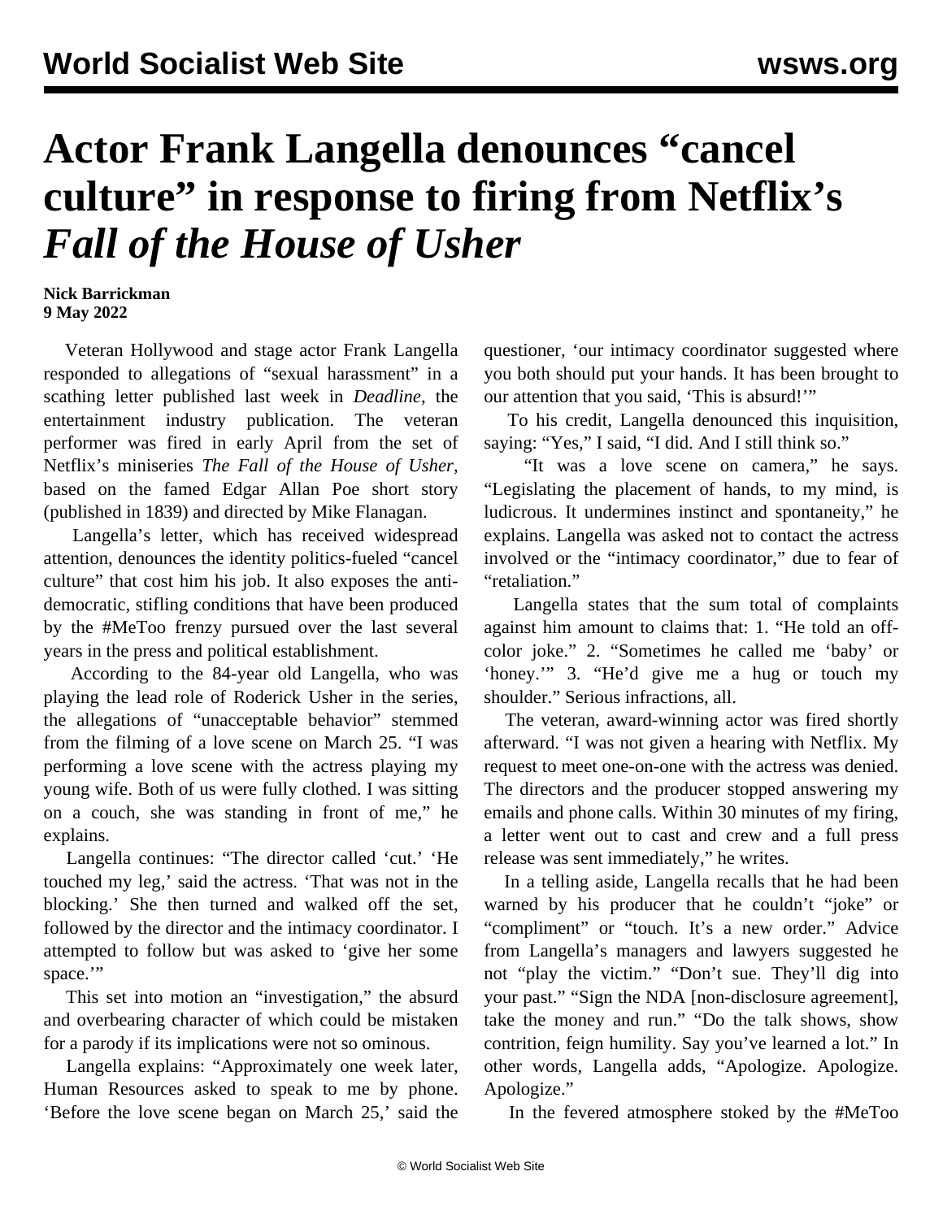# Actor Frank Langella denounces "cancel culture" in response to firing from Netflix's *Fall of the House of Usher*

**Nick Barrickman**
**9 May 2022**

Veteran Hollywood and stage actor Frank Langella responded to allegations of "sexual harassment" in a scathing letter published last week in *Deadline*, the entertainment industry publication. The veteran performer was fired in early April from the set of Netflix's miniseries *The Fall of the House of Usher*, based on the famed Edgar Allan Poe short story (published in 1839) and directed by Mike Flanagan.

Langella's letter, which has received widespread attention, denounces the identity politics-fueled "cancel culture" that cost him his job. It also exposes the anti-democratic, stifling conditions that have been produced by the #MeToo frenzy pursued over the last several years in the press and political establishment.

According to the 84-year old Langella, who was playing the lead role of Roderick Usher in the series, the allegations of "unacceptable behavior" stemmed from the filming of a love scene on March 25. "I was performing a love scene with the actress playing my young wife. Both of us were fully clothed. I was sitting on a couch, she was standing in front of me," he explains.

Langella continues: "The director called 'cut.' 'He touched my leg,' said the actress. 'That was not in the blocking.' She then turned and walked off the set, followed by the director and the intimacy coordinator. I attempted to follow but was asked to 'give her some space.'"

This set into motion an "investigation," the absurd and overbearing character of which could be mistaken for a parody if its implications were not so ominous.

Langella explains: "Approximately one week later, Human Resources asked to speak to me by phone. 'Before the love scene began on March 25,' said the questioner, 'our intimacy coordinator suggested where you both should put your hands. It has been brought to our attention that you said, 'This is absurd!'"

To his credit, Langella denounced this inquisition, saying: "Yes," I said, "I did. And I still think so."

"It was a love scene on camera," he says. "Legislating the placement of hands, to my mind, is ludicrous. It undermines instinct and spontaneity," he explains. Langella was asked not to contact the actress involved or the "intimacy coordinator," due to fear of "retaliation."

Langella states that the sum total of complaints against him amount to claims that: 1. "He told an off-color joke." 2. "Sometimes he called me 'baby' or 'honey.'" 3. "He'd give me a hug or touch my shoulder." Serious infractions, all.

The veteran, award-winning actor was fired shortly afterward. "I was not given a hearing with Netflix. My request to meet one-on-one with the actress was denied. The directors and the producer stopped answering my emails and phone calls. Within 30 minutes of my firing, a letter went out to cast and crew and a full press release was sent immediately," he writes.

In a telling aside, Langella recalls that he had been warned by his producer that he couldn't "joke" or "compliment" or "touch. It's a new order." Advice from Langella's managers and lawyers suggested he not "play the victim." "Don't sue. They'll dig into your past." "Sign the NDA [non-disclosure agreement], take the money and run." "Do the talk shows, show contrition, feign humility. Say you've learned a lot." In other words, Langella adds, "Apologize. Apologize. Apologize."

In the fevered atmosphere stoked by the #MeToo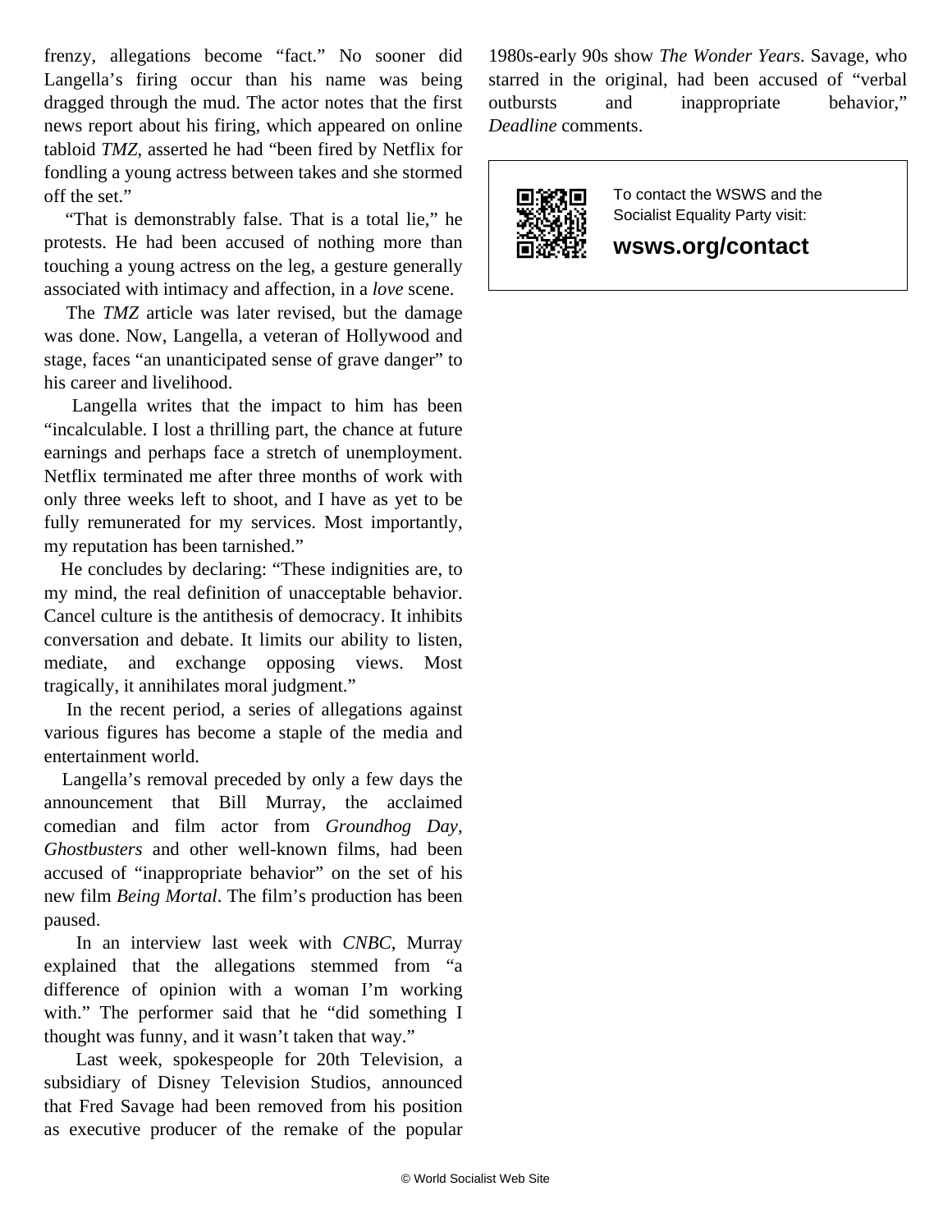frenzy, allegations become “fact.” No sooner did Langella’s firing occur than his name was being dragged through the mud. The actor notes that the first news report about his firing, which appeared on online tabloid *TMZ*, asserted he had “been fired by Netflix for fondling a young actress between takes and she stormed off the set.”

“That is demonstrably false. That is a total lie,” he protests. He had been accused of nothing more than touching a young actress on the leg, a gesture generally associated with intimacy and affection, in a *love* scene.

The *TMZ* article was later revised, but the damage was done. Now, Langella, a veteran of Hollywood and stage, faces “an unanticipated sense of grave danger” to his career and livelihood.

Langella writes that the impact to him has been “incalculable. I lost a thrilling part, the chance at future earnings and perhaps face a stretch of unemployment. Netflix terminated me after three months of work with only three weeks left to shoot, and I have as yet to be fully remunerated for my services. Most importantly, my reputation has been tarnished.”

He concludes by declaring: “These indignities are, to my mind, the real definition of unacceptable behavior. Cancel culture is the antithesis of democracy. It inhibits conversation and debate. It limits our ability to listen, mediate, and exchange opposing views. Most tragically, it annihilates moral judgment.”

In the recent period, a series of allegations against various figures has become a staple of the media and entertainment world.

Langella’s removal preceded by only a few days the announcement that Bill Murray, the acclaimed comedian and film actor from *Groundhog Day*, *Ghostbusters* and other well-known films, had been accused of “inappropriate behavior” on the set of his new film *Being Mortal*. The film’s production has been paused.

In an interview last week with *CNBC*, Murray explained that the allegations stemmed from “a difference of opinion with a woman I’m working with.” The performer said that he “did something I thought was funny, and it wasn’t taken that way.”

Last week, spokespeople for 20th Television, a subsidiary of Disney Television Studios, announced that Fred Savage had been removed from his position as executive producer of the remake of the popular 1980s-early 90s show *The Wonder Years*. Savage, who starred in the original, had been accused of “verbal outbursts and inappropriate behavior,” *Deadline* comments.

To contact the WSWS and the Socialist Equality Party visit:

**wsws.org/contact**